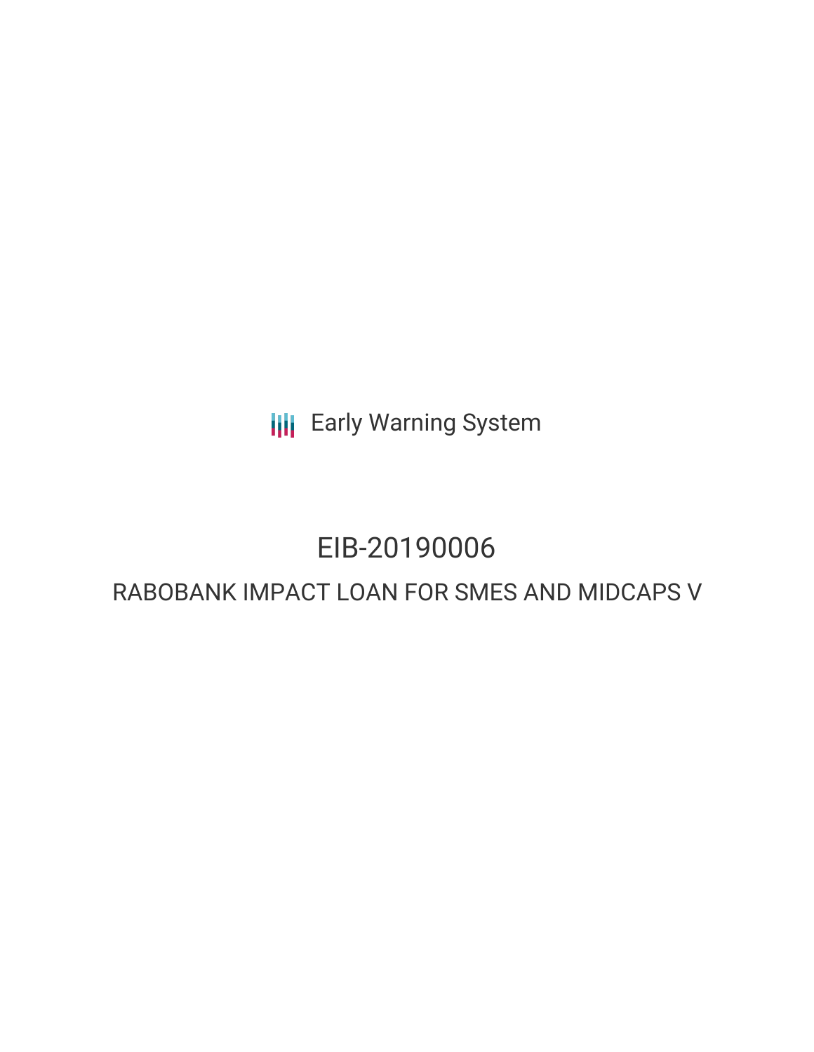Early Warning System

# EIB-20190006

## RABOBANK IMPACT LOAN FOR SMES AND MIDCAPS V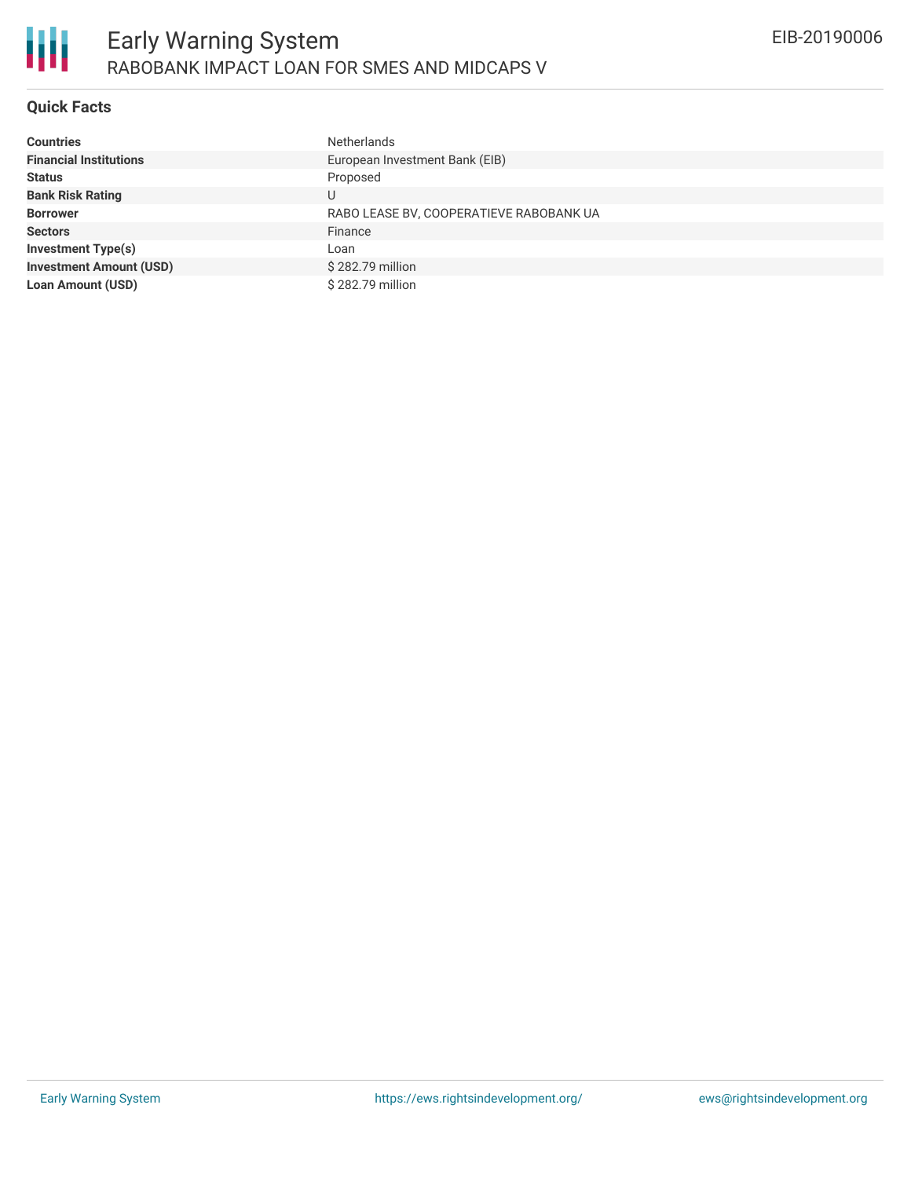## Quick Facts

| | |
|---|---|
| **Countries** | Netherlands |
| **Financial Institutions** | European Investment Bank (EIB) |
| **Status** | Proposed |
| **Bank Risk Rating** | U |
| **Borrower** | RABO LEASE BV, COOPERATIEVE RABOBANK UA |
| **Sectors** | Finance |
| **Investment Type(s)** | Loan |
| **Investment Amount (USD)** | $ 282.79 million |
| **Loan Amount (USD)** | $ 282.79 million |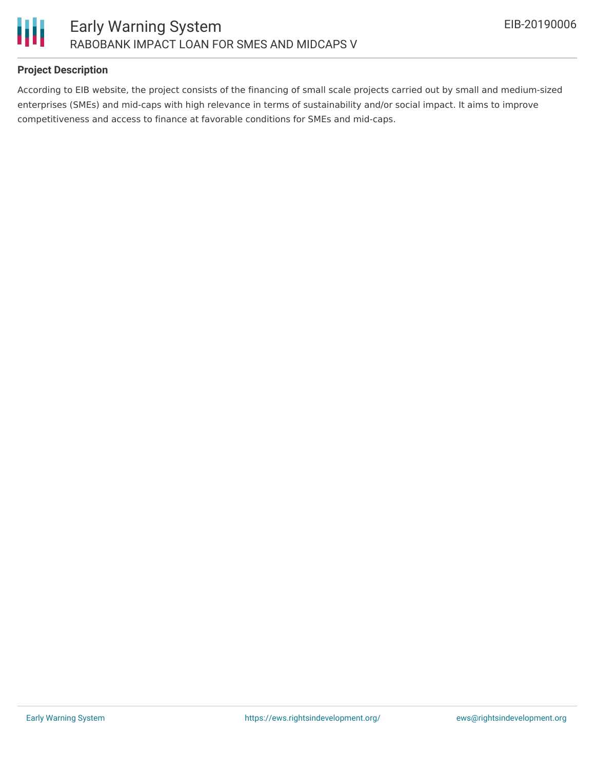## Project Description

According to EIB website, the project consists of the financing of small scale projects carried out by small and medium-sized enterprises (SMEs) and mid-caps with high relevance in terms of sustainability and/or social impact. It aims to improve competitiveness and access to finance at favorable conditions for SMEs and mid-caps.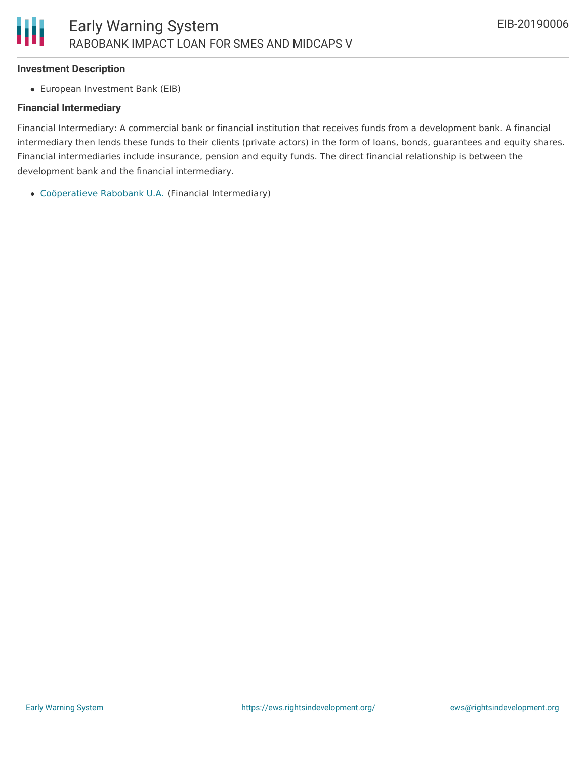### Investment Description

- European Investment Bank (EIB)

### Financial Intermediary

Financial Intermediary: A commercial bank or financial institution that receives funds from a development bank. A financial intermediary then lends these funds to their clients (private actors) in the form of loans, bonds, guarantees and equity shares. Financial intermediaries include insurance, pension and equity funds. The direct financial relationship is between the development bank and the financial intermediary.

- Coöperatieve Rabobank U.A. (Financial Intermediary)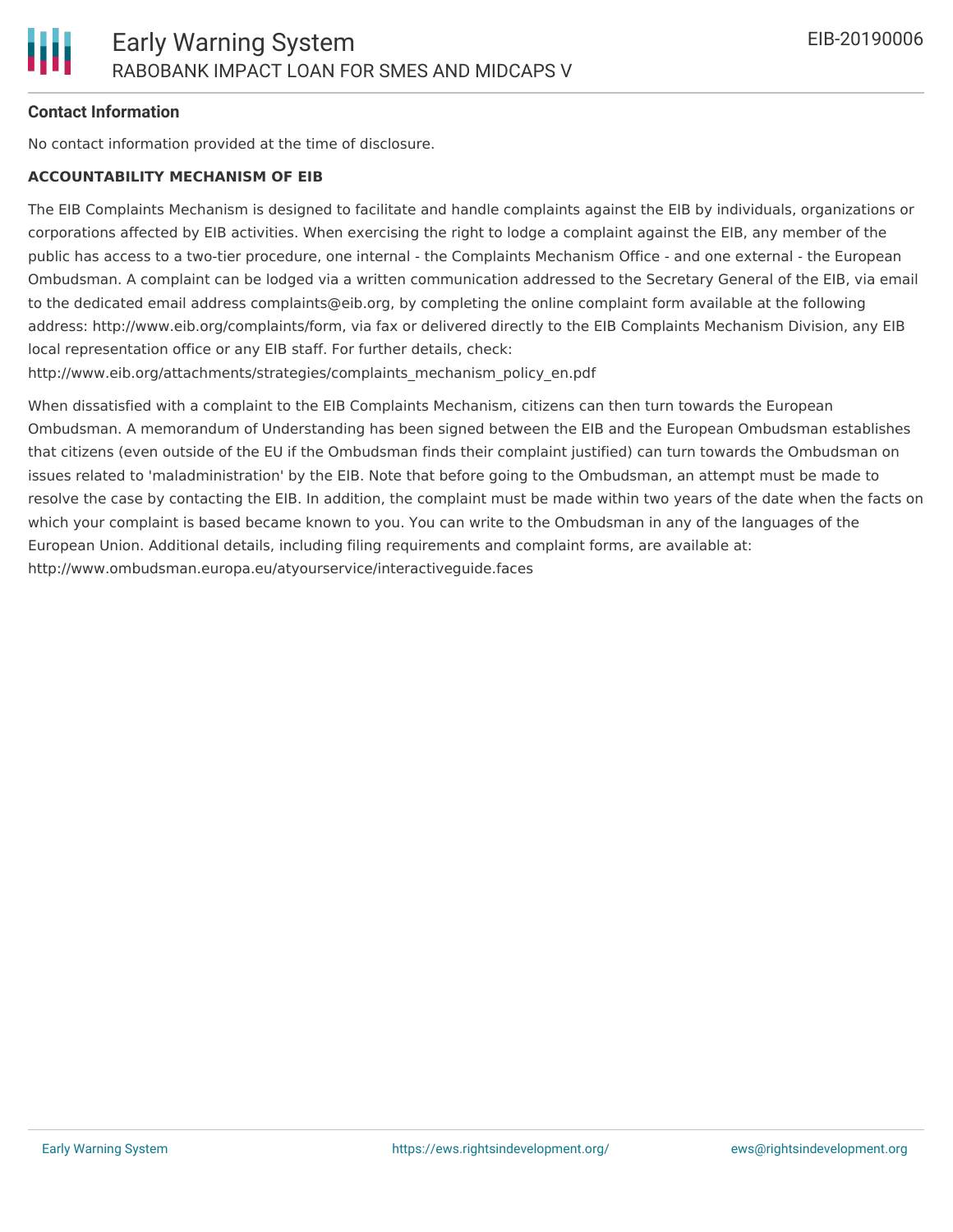### Contact Information

No contact information provided at the time of disclosure.

**ACCOUNTABILITY MECHANISM OF EIB**

The EIB Complaints Mechanism is designed to facilitate and handle complaints against the EIB by individuals, organizations or corporations affected by EIB activities. When exercising the right to lodge a complaint against the EIB, any member of the public has access to a two-tier procedure, one internal - the Complaints Mechanism Office - and one external - the European Ombudsman. A complaint can be lodged via a written communication addressed to the Secretary General of the EIB, via email to the dedicated email address complaints@eib.org, by completing the online complaint form available at the following address: http://www.eib.org/complaints/form, via fax or delivered directly to the EIB Complaints Mechanism Division, any EIB local representation office or any EIB staff. For further details, check: http://www.eib.org/attachments/strategies/complaints_mechanism_policy_en.pdf

When dissatisfied with a complaint to the EIB Complaints Mechanism, citizens can then turn towards the European Ombudsman. A memorandum of Understanding has been signed between the EIB and the European Ombudsman establishes that citizens (even outside of the EU if the Ombudsman finds their complaint justified) can turn towards the Ombudsman on issues related to 'maladministration' by the EIB. Note that before going to the Ombudsman, an attempt must be made to resolve the case by contacting the EIB. In addition, the complaint must be made within two years of the date when the facts on which your complaint is based became known to you. You can write to the Ombudsman in any of the languages of the European Union. Additional details, including filing requirements and complaint forms, are available at: http://www.ombudsman.europa.eu/atyourservice/interactiveguide.faces